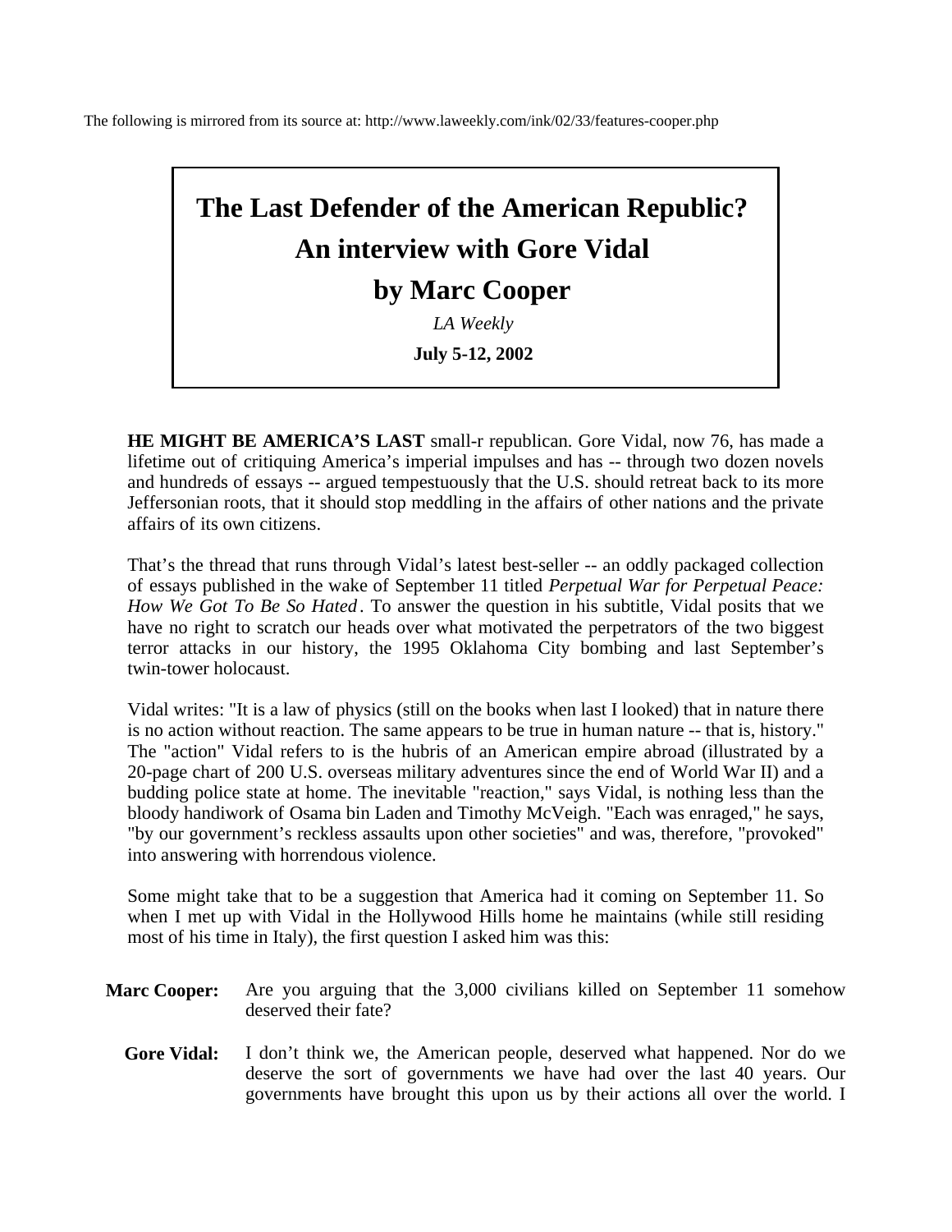The following is mirrored from its source at: http://www.laweekly.com/ink/02/33/features-cooper.php

# The Last Defender of the American Republic?

## An interview with Gore Vidal

## by Marc Cooper

*LA Weekly*

**July 5-12, 2002**

**HE MIGHT BE AMERICA'S LAST** small-r republican. Gore Vidal, now 76, has made a lifetime out of critiquing America's imperial impulses and has -- through two dozen novels and hundreds of essays -- argued tempestuously that the U.S. should retreat back to its more Jeffersonian roots, that it should stop meddling in the affairs of other nations and the private affairs of its own citizens.

That's the thread that runs through Vidal's latest best-seller -- an oddly packaged collection of essays published in the wake of September 11 titled *Perpetual War for Perpetual Peace: How We Got To Be So Hated*. To answer the question in his subtitle, Vidal posits that we have no right to scratch our heads over what motivated the perpetrators of the two biggest terror attacks in our history, the 1995 Oklahoma City bombing and last September's twin-tower holocaust.

Vidal writes: "It is a law of physics (still on the books when last I looked) that in nature there is no action without reaction. The same appears to be true in human nature -- that is, history." The "action" Vidal refers to is the hubris of an American empire abroad (illustrated by a 20-page chart of 200 U.S. overseas military adventures since the end of World War II) and a budding police state at home. The inevitable "reaction," says Vidal, is nothing less than the bloody handiwork of Osama bin Laden and Timothy McVeigh. "Each was enraged," he says, "by our government's reckless assaults upon other societies" and was, therefore, "provoked" into answering with horrendous violence.

Some might take that to be a suggestion that America had it coming on September 11. So when I met up with Vidal in the Hollywood Hills home he maintains (while still residing most of his time in Italy), the first question I asked him was this:

**Marc Cooper:** Are you arguing that the 3,000 civilians killed on September 11 somehow deserved their fate?

**Gore Vidal:** I don't think we, the American people, deserved what happened. Nor do we deserve the sort of governments we have had over the last 40 years. Our governments have brought this upon us by their actions all over the world. I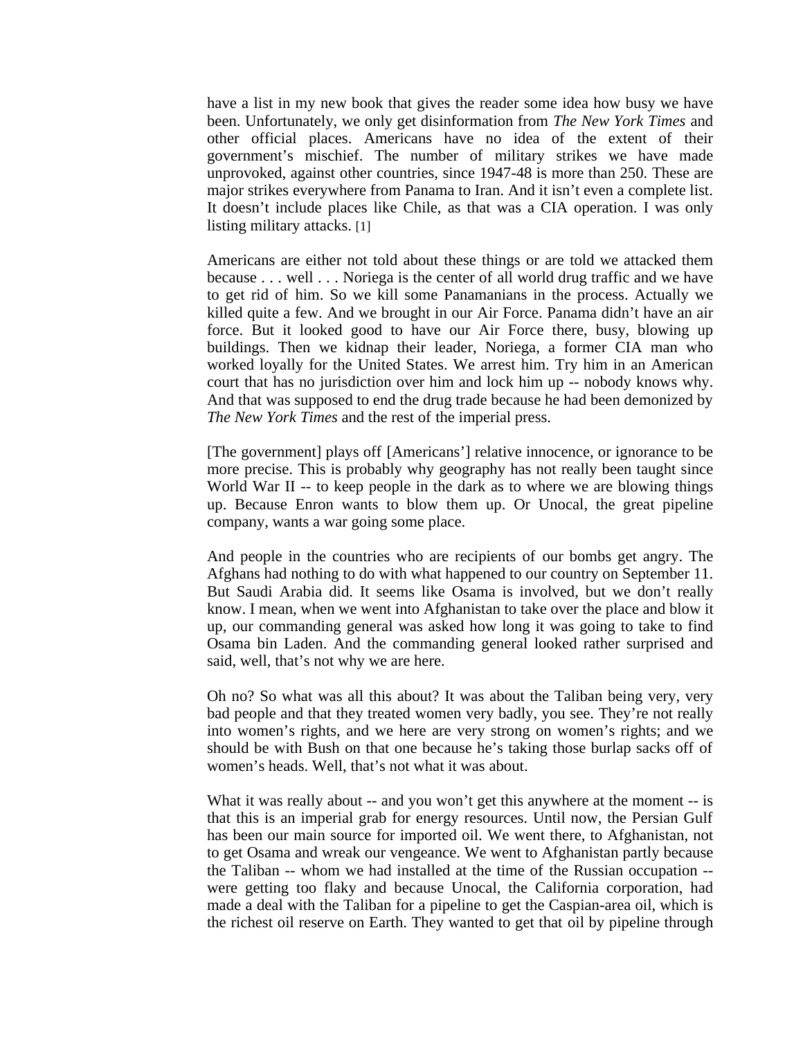have a list in my new book that gives the reader some idea how busy we have been. Unfortunately, we only get disinformation from *The New York Times* and other official places. Americans have no idea of the extent of their government's mischief. The number of military strikes we have made unprovoked, against other countries, since 1947-48 is more than 250. These are major strikes everywhere from Panama to Iran. And it isn't even a complete list. It doesn't include places like Chile, as that was a CIA operation. I was only listing military attacks. [1]

Americans are either not told about these things or are told we attacked them because . . . well . . . Noriega is the center of all world drug traffic and we have to get rid of him. So we kill some Panamanians in the process. Actually we killed quite a few. And we brought in our Air Force. Panama didn't have an air force. But it looked good to have our Air Force there, busy, blowing up buildings. Then we kidnap their leader, Noriega, a former CIA man who worked loyally for the United States. We arrest him. Try him in an American court that has no jurisdiction over him and lock him up -- nobody knows why. And that was supposed to end the drug trade because he had been demonized by *The New York Times* and the rest of the imperial press.

[The government] plays off [Americans'] relative innocence, or ignorance to be more precise. This is probably why geography has not really been taught since World War II -- to keep people in the dark as to where we are blowing things up. Because Enron wants to blow them up. Or Unocal, the great pipeline company, wants a war going some place.

And people in the countries who are recipients of our bombs get angry. The Afghans had nothing to do with what happened to our country on September 11. But Saudi Arabia did. It seems like Osama is involved, but we don't really know. I mean, when we went into Afghanistan to take over the place and blow it up, our commanding general was asked how long it was going to take to find Osama bin Laden. And the commanding general looked rather surprised and said, well, that's not why we are here.

Oh no? So what was all this about? It was about the Taliban being very, very bad people and that they treated women very badly, you see. They're not really into women's rights, and we here are very strong on women's rights; and we should be with Bush on that one because he's taking those burlap sacks off of women's heads. Well, that's not what it was about.

What it was really about -- and you won't get this anywhere at the moment -- is that this is an imperial grab for energy resources. Until now, the Persian Gulf has been our main source for imported oil. We went there, to Afghanistan, not to get Osama and wreak our vengeance. We went to Afghanistan partly because the Taliban -- whom we had installed at the time of the Russian occupation -- were getting too flaky and because Unocal, the California corporation, had made a deal with the Taliban for a pipeline to get the Caspian-area oil, which is the richest oil reserve on Earth. They wanted to get that oil by pipeline through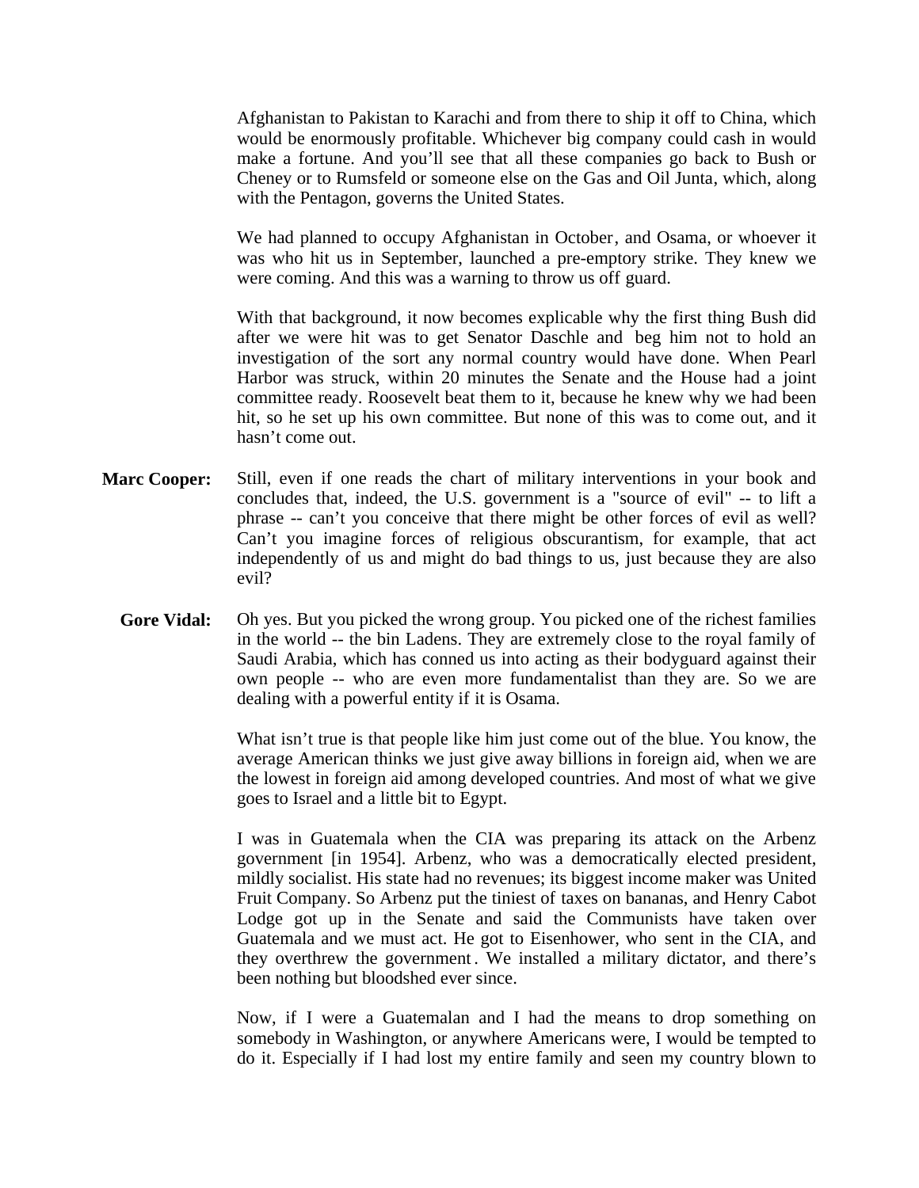Afghanistan to Pakistan to Karachi and from there to ship it off to China, which would be enormously profitable. Whichever big company could cash in would make a fortune. And you'll see that all these companies go back to Bush or Cheney or to Rumsfeld or someone else on the Gas and Oil Junta, which, along with the Pentagon, governs the United States.

We had planned to occupy Afghanistan in October, and Osama, or whoever it was who hit us in September, launched a pre-emptory strike. They knew we were coming. And this was a warning to throw us off guard.

With that background, it now becomes explicable why the first thing Bush did after we were hit was to get Senator Daschle and beg him not to hold an investigation of the sort any normal country would have done. When Pearl Harbor was struck, within 20 minutes the Senate and the House had a joint committee ready. Roosevelt beat them to it, because he knew why we had been hit, so he set up his own committee. But none of this was to come out, and it hasn't come out.

**Marc Cooper:** Still, even if one reads the chart of military interventions in your book and concludes that, indeed, the U.S. government is a "source of evil" -- to lift a phrase -- can't you conceive that there might be other forces of evil as well? Can't you imagine forces of religious obscurantism, for example, that act independently of us and might do bad things to us, just because they are also evil?

**Gore Vidal:** Oh yes. But you picked the wrong group. You picked one of the richest families in the world -- the bin Ladens. They are extremely close to the royal family of Saudi Arabia, which has conned us into acting as their bodyguard against their own people -- who are even more fundamentalist than they are. So we are dealing with a powerful entity if it is Osama.

What isn't true is that people like him just come out of the blue. You know, the average American thinks we just give away billions in foreign aid, when we are the lowest in foreign aid among developed countries. And most of what we give goes to Israel and a little bit to Egypt.

I was in Guatemala when the CIA was preparing its attack on the Arbenz government [in 1954]. Arbenz, who was a democratically elected president, mildly socialist. His state had no revenues; its biggest income maker was United Fruit Company. So Arbenz put the tiniest of taxes on bananas, and Henry Cabot Lodge got up in the Senate and said the Communists have taken over Guatemala and we must act. He got to Eisenhower, who sent in the CIA, and they overthrew the government. We installed a military dictator, and there's been nothing but bloodshed ever since.

Now, if I were a Guatemalan and I had the means to drop something on somebody in Washington, or anywhere Americans were, I would be tempted to do it. Especially if I had lost my entire family and seen my country blown to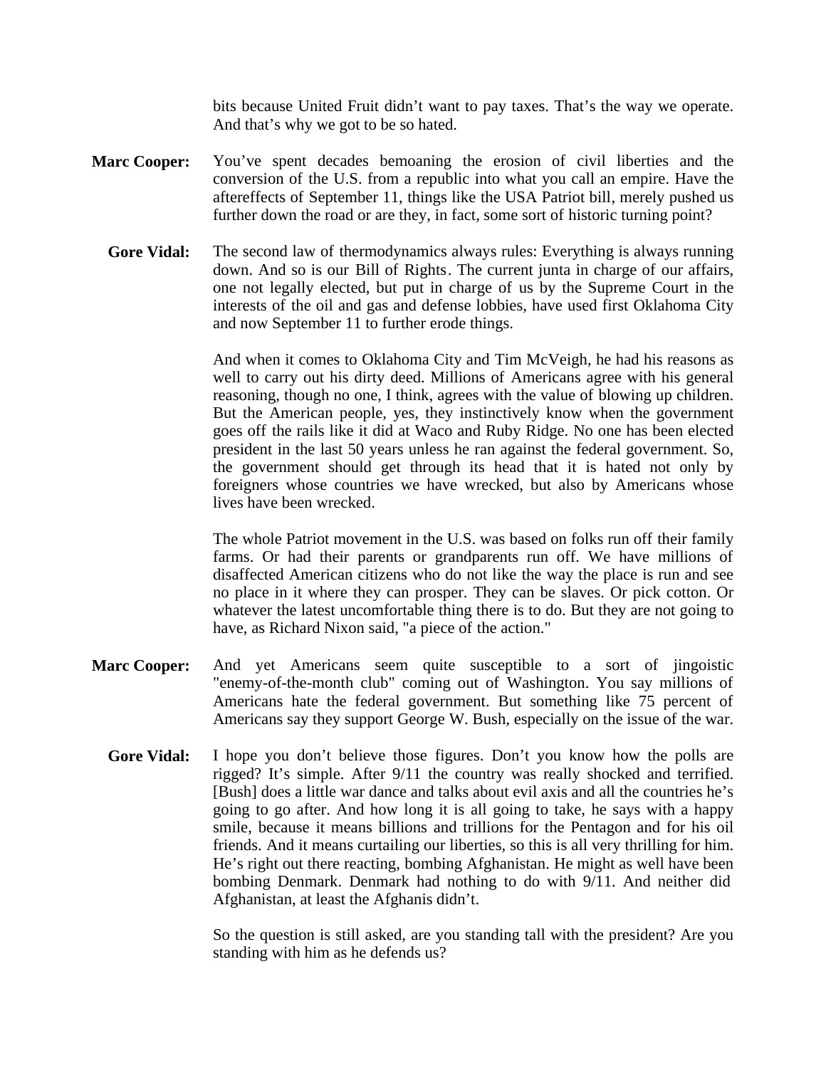bits because United Fruit didn't want to pay taxes. That's the way we operate. And that's why we got to be so hated.

**Marc Cooper:** You've spent decades bemoaning the erosion of civil liberties and the conversion of the U.S. from a republic into what you call an empire. Have the aftereffects of September 11, things like the USA Patriot bill, merely pushed us further down the road or are they, in fact, some sort of historic turning point?

**Gore Vidal:** The second law of thermodynamics always rules: Everything is always running down. And so is our Bill of Rights. The current junta in charge of our affairs, one not legally elected, but put in charge of us by the Supreme Court in the interests of the oil and gas and defense lobbies, have used first Oklahoma City and now September 11 to further erode things.

And when it comes to Oklahoma City and Tim McVeigh, he had his reasons as well to carry out his dirty deed. Millions of Americans agree with his general reasoning, though no one, I think, agrees with the value of blowing up children. But the American people, yes, they instinctively know when the government goes off the rails like it did at Waco and Ruby Ridge. No one has been elected president in the last 50 years unless he ran against the federal government. So, the government should get through its head that it is hated not only by foreigners whose countries we have wrecked, but also by Americans whose lives have been wrecked.

The whole Patriot movement in the U.S. was based on folks run off their family farms. Or had their parents or grandparents run off. We have millions of disaffected American citizens who do not like the way the place is run and see no place in it where they can prosper. They can be slaves. Or pick cotton. Or whatever the latest uncomfortable thing there is to do. But they are not going to have, as Richard Nixon said, "a piece of the action."

**Marc Cooper:** And yet Americans seem quite susceptible to a sort of jingoistic "enemy-of-the-month club" coming out of Washington. You say millions of Americans hate the federal government. But something like 75 percent of Americans say they support George W. Bush, especially on the issue of the war.

**Gore Vidal:** I hope you don't believe those figures. Don't you know how the polls are rigged? It's simple. After 9/11 the country was really shocked and terrified. [Bush] does a little war dance and talks about evil axis and all the countries he's going to go after. And how long it is all going to take, he says with a happy smile, because it means billions and trillions for the Pentagon and for his oil friends. And it means curtailing our liberties, so this is all very thrilling for him. He's right out there reacting, bombing Afghanistan. He might as well have been bombing Denmark. Denmark had nothing to do with 9/11. And neither did Afghanistan, at least the Afghanis didn't.

So the question is still asked, are you standing tall with the president? Are you standing with him as he defends us?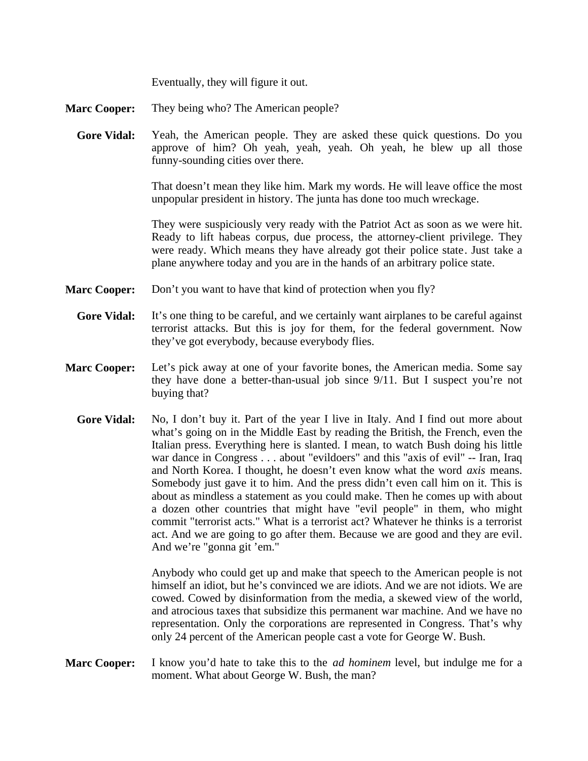Eventually, they will figure it out.

**Marc Cooper:** They being who? The American people?

**Gore Vidal:** Yeah, the American people. They are asked these quick questions. Do you approve of him? Oh yeah, yeah, yeah. Oh yeah, he blew up all those funny-sounding cities over there.

That doesn't mean they like him. Mark my words. He will leave office the most unpopular president in history. The junta has done too much wreckage.

They were suspiciously very ready with the Patriot Act as soon as we were hit. Ready to lift habeas corpus, due process, the attorney-client privilege. They were ready. Which means they have already got their police state. Just take a plane anywhere today and you are in the hands of an arbitrary police state.

**Marc Cooper:** Don't you want to have that kind of protection when you fly?

**Gore Vidal:** It's one thing to be careful, and we certainly want airplanes to be careful against terrorist attacks. But this is joy for them, for the federal government. Now they've got everybody, because everybody flies.

**Marc Cooper:** Let's pick away at one of your favorite bones, the American media. Some say they have done a better-than-usual job since 9/11. But I suspect you're not buying that?

**Gore Vidal:** No, I don't buy it. Part of the year I live in Italy. And I find out more about what's going on in the Middle East by reading the British, the French, even the Italian press. Everything here is slanted. I mean, to watch Bush doing his little war dance in Congress . . . about "evildoers" and this "axis of evil" -- Iran, Iraq and North Korea. I thought, he doesn't even know what the word *axis* means. Somebody just gave it to him. And the press didn't even call him on it. This is about as mindless a statement as you could make. Then he comes up with about a dozen other countries that might have "evil people" in them, who might commit "terrorist acts." What is a terrorist act? Whatever he thinks is a terrorist act. And we are going to go after them. Because we are good and they are evil. And we're "gonna git 'em."

Anybody who could get up and make that speech to the American people is not himself an idiot, but he's convinced we are idiots. And we are not idiots. We are cowed. Cowed by disinformation from the media, a skewed view of the world, and atrocious taxes that subsidize this permanent war machine. And we have no representation. Only the corporations are represented in Congress. That's why only 24 percent of the American people cast a vote for George W. Bush.

**Marc Cooper:** I know you'd hate to take this to the *ad hominem* level, but indulge me for a moment. What about George W. Bush, the man?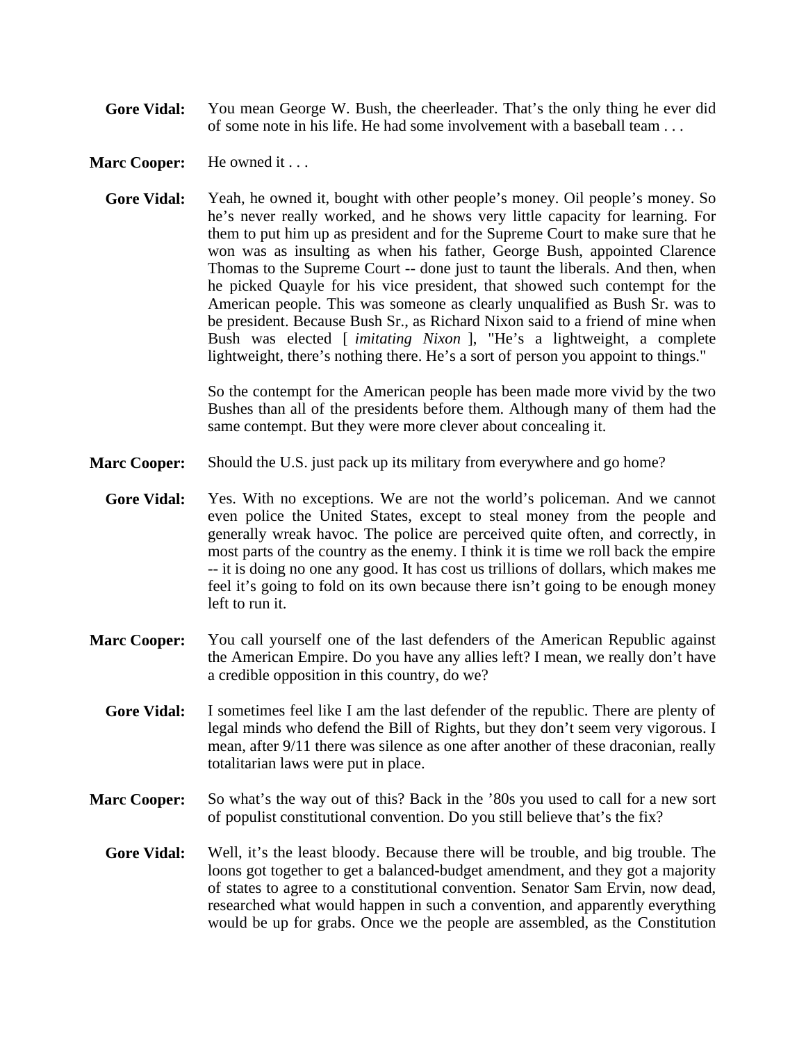**Gore Vidal:** You mean George W. Bush, the cheerleader. That's the only thing he ever did of some note in his life. He had some involvement with a baseball team . . .

**Marc Cooper:** He owned it . . .

**Gore Vidal:** Yeah, he owned it, bought with other people's money. Oil people's money. So he's never really worked, and he shows very little capacity for learning. For them to put him up as president and for the Supreme Court to make sure that he won was as insulting as when his father, George Bush, appointed Clarence Thomas to the Supreme Court -- done just to taunt the liberals. And then, when he picked Quayle for his vice president, that showed such contempt for the American people. This was someone as clearly unqualified as Bush Sr. was to be president. Because Bush Sr., as Richard Nixon said to a friend of mine when Bush was elected [ *imitating Nixon* ], "He's a lightweight, a complete lightweight, there's nothing there. He's a sort of person you appoint to things."

So the contempt for the American people has been made more vivid by the two Bushes than all of the presidents before them. Although many of them had the same contempt. But they were more clever about concealing it.

**Marc Cooper:** Should the U.S. just pack up its military from everywhere and go home?

**Gore Vidal:** Yes. With no exceptions. We are not the world's policeman. And we cannot even police the United States, except to steal money from the people and generally wreak havoc. The police are perceived quite often, and correctly, in most parts of the country as the enemy. I think it is time we roll back the empire -- it is doing no one any good. It has cost us trillions of dollars, which makes me feel it's going to fold on its own because there isn't going to be enough money left to run it.

**Marc Cooper:** You call yourself one of the last defenders of the American Republic against the American Empire. Do you have any allies left? I mean, we really don't have a credible opposition in this country, do we?

**Gore Vidal:** I sometimes feel like I am the last defender of the republic. There are plenty of legal minds who defend the Bill of Rights, but they don't seem very vigorous. I mean, after 9/11 there was silence as one after another of these draconian, really totalitarian laws were put in place.

**Marc Cooper:** So what's the way out of this? Back in the '80s you used to call for a new sort of populist constitutional convention. Do you still believe that's the fix?

**Gore Vidal:** Well, it's the least bloody. Because there will be trouble, and big trouble. The loons got together to get a balanced-budget amendment, and they got a majority of states to agree to a constitutional convention. Senator Sam Ervin, now dead, researched what would happen in such a convention, and apparently everything would be up for grabs. Once we the people are assembled, as the Constitution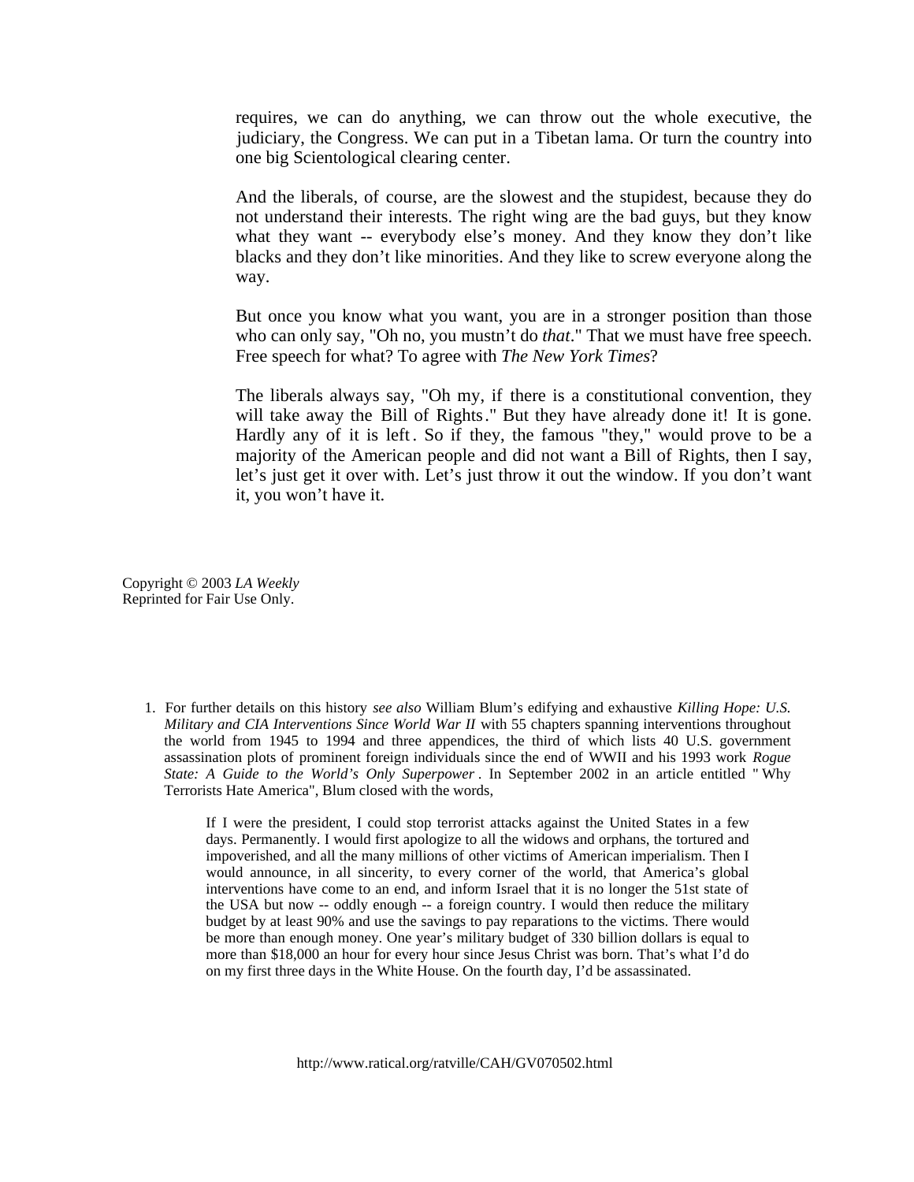requires, we can do anything, we can throw out the whole executive, the judiciary, the Congress. We can put in a Tibetan lama. Or turn the country into one big Scientological clearing center.

And the liberals, of course, are the slowest and the stupidest, because they do not understand their interests. The right wing are the bad guys, but they know what they want -- everybody else's money. And they know they don't like blacks and they don't like minorities. And they like to screw everyone along the way.

But once you know what you want, you are in a stronger position than those who can only say, "Oh no, you mustn't do *that*." That we must have free speech. Free speech for what? To agree with *The New York Times*?

The liberals always say, "Oh my, if there is a constitutional convention, they will take away the Bill of Rights." But they have already done it! It is gone. Hardly any of it is left. So if they, the famous "they," would prove to be a majority of the American people and did not want a Bill of Rights, then I say, let's just get it over with. Let's just throw it out the window. If you don't want it, you won't have it.

Copyright © 2003 *LA Weekly*
Reprinted for Fair Use Only.

1. For further details on this history *see also* William Blum's edifying and exhaustive *Killing Hope: U.S. Military and CIA Interventions Since World War II* with 55 chapters spanning interventions throughout the world from 1945 to 1994 and three appendices, the third of which lists 40 U.S. government assassination plots of prominent foreign individuals since the end of WWII and his 1993 work *Rogue State: A Guide to the World's Only Superpower*. In September 2002 in an article entitled "Why Terrorists Hate America", Blum closed with the words,

> If I were the president, I could stop terrorist attacks against the United States in a few days. Permanently. I would first apologize to all the widows and orphans, the tortured and impoverished, and all the many millions of other victims of American imperialism. Then I would announce, in all sincerity, to every corner of the world, that America's global interventions have come to an end, and inform Israel that it is no longer the 51st state of the USA but now -- oddly enough -- a foreign country. I would then reduce the military budget by at least 90% and use the savings to pay reparations to the victims. There would be more than enough money. One year's military budget of 330 billion dollars is equal to more than $18,000 an hour for every hour since Jesus Christ was born. That's what I'd do on my first three days in the White House. On the fourth day, I'd be assassinated.

http://www.ratical.org/ratville/CAH/GV070502.html